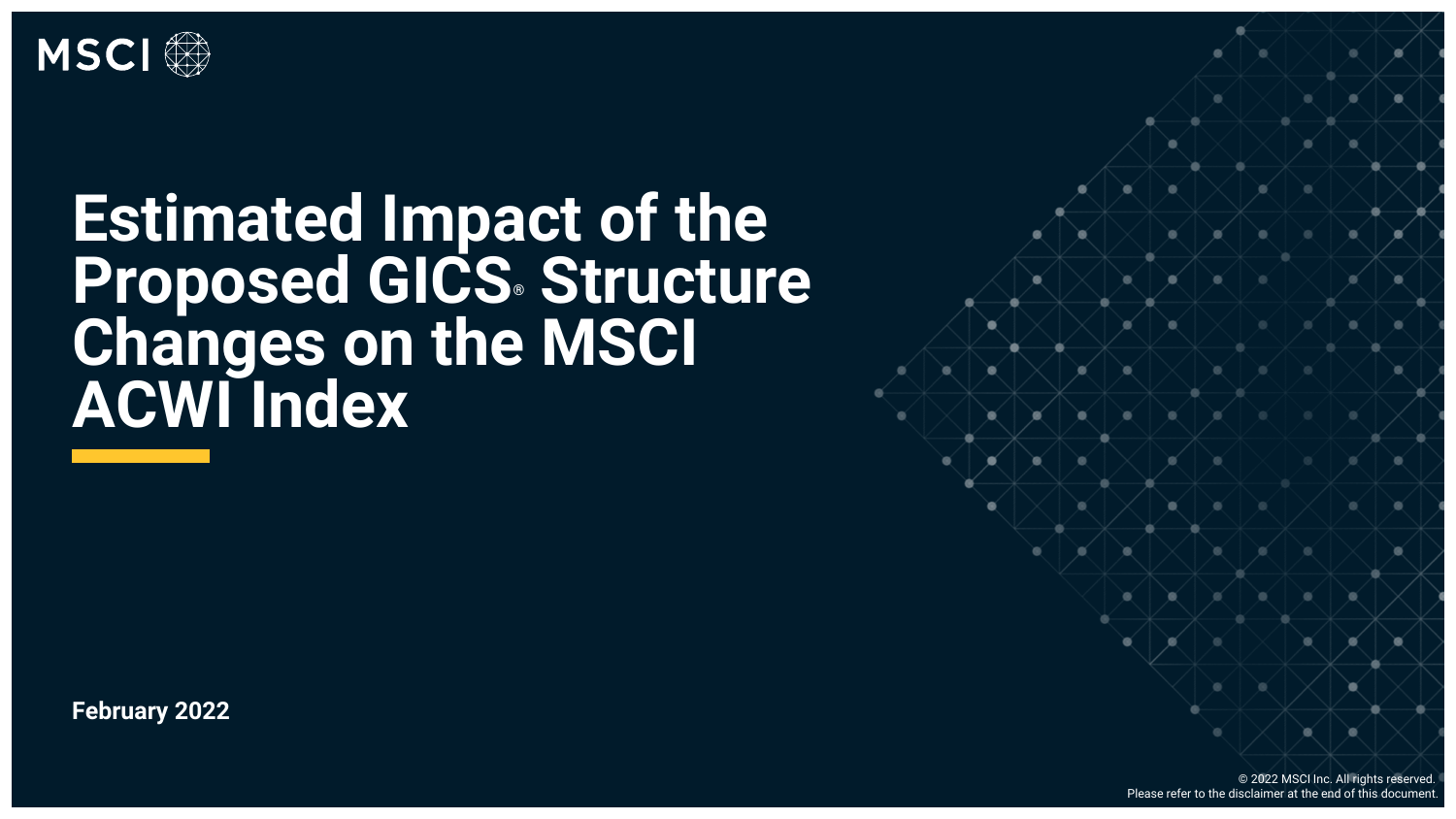MSCI

# Estimated Impact of the Proposed GICS® Structure Changes on the MSCI ACWI Index

**February 2022**

© 2022 MSCI Inc. All rights reserved.
Please refer to the disclaimer at the end of this document.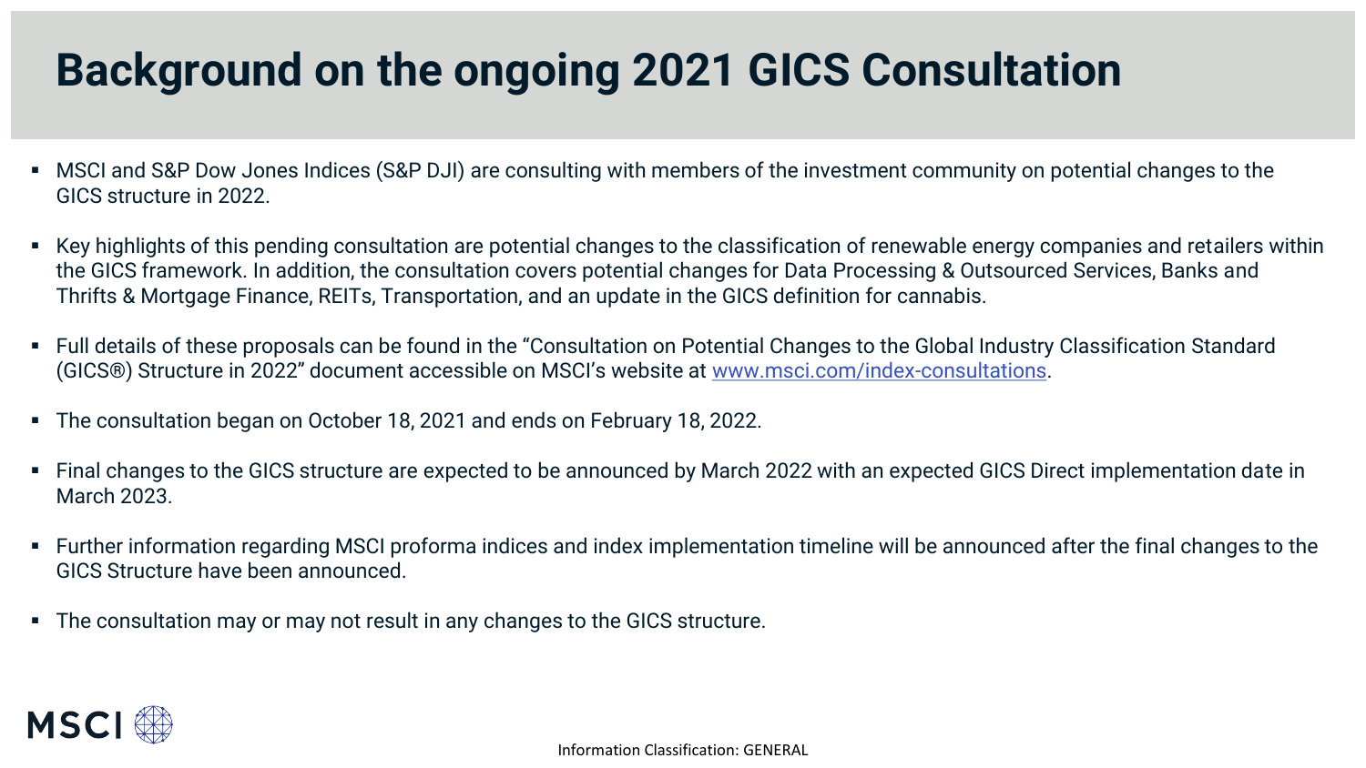# Background on the ongoing 2021 GICS Consultation

- MSCI and S&P Dow Jones Indices (S&P DJI) are consulting with members of the investment community on potential changes to the GICS structure in 2022.
- Key highlights of this pending consultation are potential changes to the classification of renewable energy companies and retailers within the GICS framework. In addition, the consultation covers potential changes for Data Processing & Outsourced Services, Banks and Thrifts & Mortgage Finance, REITs, Transportation, and an update in the GICS definition for cannabis.
- Full details of these proposals can be found in the "Consultation on Potential Changes to the Global Industry Classification Standard (GICS®) Structure in 2022" document accessible on MSCI's website at [www.msci.com/index-consultations](http://www.msci.com/index-consultations).
- The consultation began on October 18, 2021 and ends on February 18, 2022.
- Final changes to the GICS structure are expected to be announced by March 2022 with an expected GICS Direct implementation date in March 2023.
- Further information regarding MSCI proforma indices and index implementation timeline will be announced after the final changes to the GICS Structure have been announced.
- The consultation may or may not result in any changes to the GICS structure.

Information Classification: GENERAL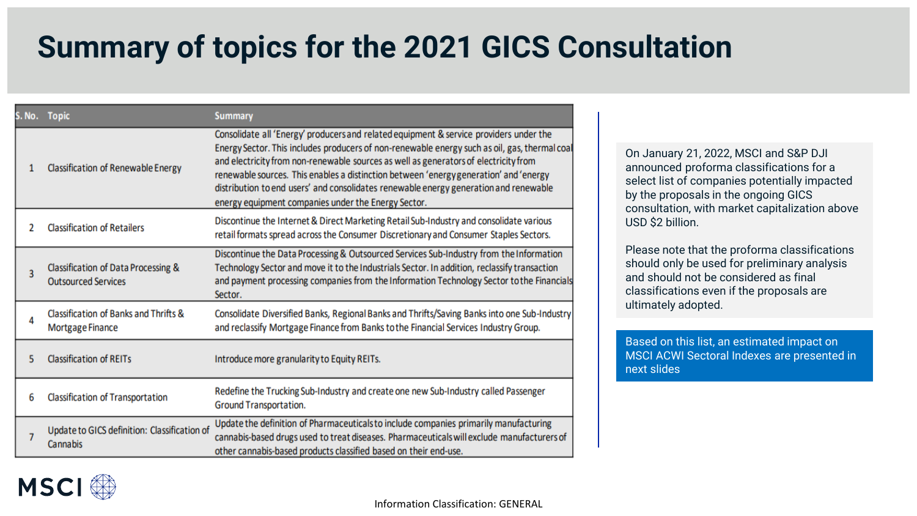# Summary of topics for the 2021 GICS Consultation

| S. No. | Topic | Summary |
| --- | --- | --- |
| 1 | Classification of Renewable Energy | Consolidate all 'Energy' producers and related equipment & service providers under the Energy Sector. This includes producers of non-renewable energy such as oil, gas, thermal coal and electricity from non-renewable sources as well as generators of electricity from renewable sources. This enables a distinction between 'energy generation' and 'energy distribution to end users' and consolidates renewable energy generation and renewable energy equipment companies under the Energy Sector. |
| 2 | Classification of Retailers | Discontinue the Internet & Direct Marketing Retail Sub-Industry and consolidate various retail formats spread across the Consumer Discretionary and Consumer Staples Sectors. |
| 3 | Classification of Data Processing & Outsourced Services | Discontinue the Data Processing & Outsourced Services Sub-Industry from the Information Technology Sector and move it to the Industrials Sector. In addition, reclassify transaction and payment processing companies from the Information Technology Sector to the Financials Sector. |
| 4 | Classification of Banks and Thrifts & Mortgage Finance | Consolidate Diversified Banks, Regional Banks and Thrifts/Saving Banks into one Sub-Industry and reclassify Mortgage Finance from Banks to the Financial Services Industry Group. |
| 5 | Classification of REITs | Introduce more granularity to Equity REITs. |
| 6 | Classification of Transportation | Redefine the Trucking Sub-Industry and create one new Sub-Industry called Passenger Ground Transportation. |
| 7 | Update to GICS definition: Classification of Cannabis | Update the definition of Pharmaceuticals to include companies primarily manufacturing cannabis-based drugs used to treat diseases. Pharmaceuticals will exclude manufacturers of other cannabis-based products classified based on their end-use. |

On January 21, 2022, MSCI and S&P DJI announced proforma classifications for a select list of companies potentially impacted by the proposals in the ongoing GICS consultation, with market capitalization above USD $2 billion.

Please note that the proforma classifications should only be used for preliminary analysis and should not be considered as final classifications even if the proposals are ultimately adopted.

Based on this list, an estimated impact on MSCI ACWI Sectoral Indexes are presented in next slides

Information Classification: GENERAL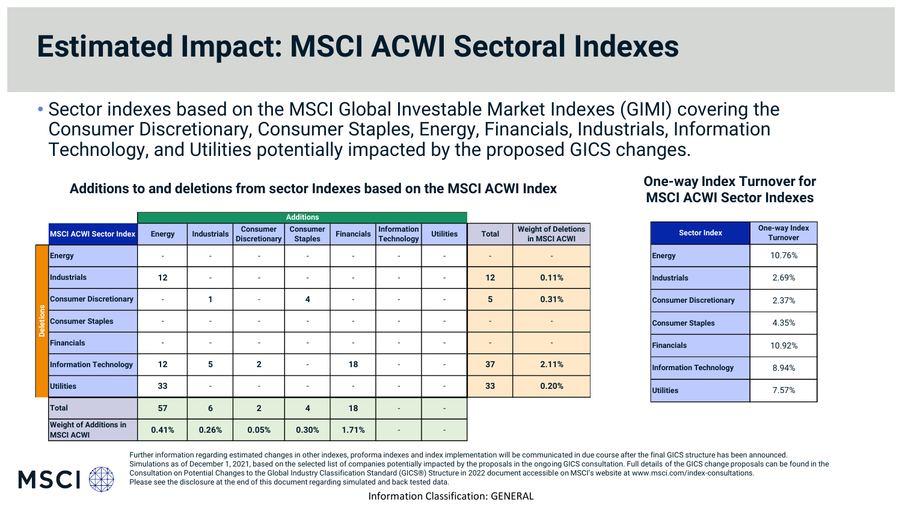# Estimated Impact: MSCI ACWI Sectoral Indexes

- Sector indexes based on the MSCI Global Investable Market Indexes (GIMI) covering the Consumer Discretionary, Consumer Staples, Energy, Financials, Industrials, Information Technology, and Utilities potentially impacted by the proposed GICS changes.

### Additions to and deletions from sector Indexes based on the MSCI ACWI Index

| | Additions | | | | | | | | |
|---|---|---|---|---|---|---|---|---|---|
| **MSCI ACWI Sector Index** (Deletions) | Energy | Industrials | Consumer Discretionary | Consumer Staples | Financials | Information Technology | Utilities | Total | Weight of Deletions in MSCI ACWI |
| Energy | - | - | - | - | - | - | - | - | - |
| Industrials | 12 | - | - | - | - | - | - | 12 | 0.11% |
| Consumer Discretionary | - | 1 | - | 4 | - | - | - | 5 | 0.31% |
| Consumer Staples | - | - | - | - | - | - | - | - | - |
| Financials | - | - | - | - | - | - | - | - | - |
| Information Technology | 12 | 5 | 2 | - | 18 | - | - | 37 | 2.11% |
| Utilities | 33 | - | - | - | - | - | - | 33 | 0.20% |
| Total | 57 | 6 | 2 | 4 | 18 | - | - | | |
| Weight of Additions in MSCI ACWI | 0.41% | 0.26% | 0.05% | 0.30% | 1.71% | - | - | | |

### One-way Index Turnover for MSCI ACWI Sector Indexes

| Sector Index | One-way Index Turnover |
|---|---|
| Energy | 10.76% |
| Industrials | 2.69% |
| Consumer Discretionary | 2.37% |
| Consumer Staples | 4.35% |
| Financials | 10.92% |
| Information Technology | 8.94% |
| Utilities | 7.57% |

Further information regarding estimated changes in other indexes, proforma indexes and index implementation will be communicated in due course after the final GICS structure has been announced.
Simulations as of December 1, 2021, based on the selected list of companies potentially impacted by the proposals in the ongoing GICS consultation. Full details of the GICS change proposals can be found in the Consultation on Potential Changes to the Global Industry Classification Standard (GICS®) Structure in 2022 document accessible on MSCI's website at www.msci.com/index-consultations.
Please see the disclosure at the end of this document regarding simulated and back tested data.

Information Classification: GENERAL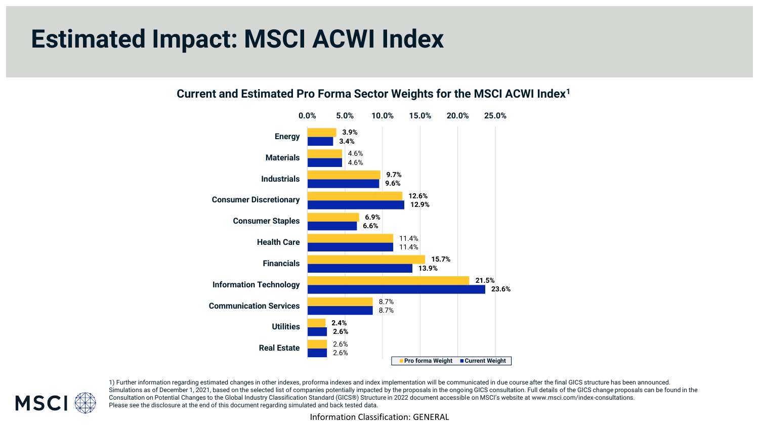# Estimated Impact: MSCI ACWI Index

## Current and Estimated Pro Forma Sector Weights for the MSCI ACWI Index[1]

| Sector | Pro forma Weight | Current Weight |
| --- | --- | --- |
| Energy | 3.9% | 3.4% |
| Materials | 4.6% | 4.6% |
| Industrials | 9.7% | 9.6% |
| Consumer Discretionary | 12.6% | 12.9% |
| Consumer Staples | 6.9% | 6.6% |
| Health Care | 11.4% | 11.4% |
| Financials | 15.7% | 13.9% |
| Information Technology | 21.5% | 23.6% |
| Communication Services | 8.7% | 8.7% |
| Utilities | 2.4% | 2.6% |
| Real Estate | 2.6% | 2.6% |

1) Further information regarding estimated changes in other indexes, proforma indexes and index implementation will be communicated in due course after the final GICS structure has been announced. Simulations as of December 1, 2021, based on the selected list of companies potentially impacted by the proposals in the ongoing GICS consultation. Full details of the GICS change proposals can be found in the Consultation on Potential Changes to the Global Industry Classification Standard (GICS®) Structure in 2022 document accessible on MSCI's website at www.msci.com/index-consultations.
Please see the disclosure at the end of this document regarding simulated and back tested data.

Information Classification: GENERAL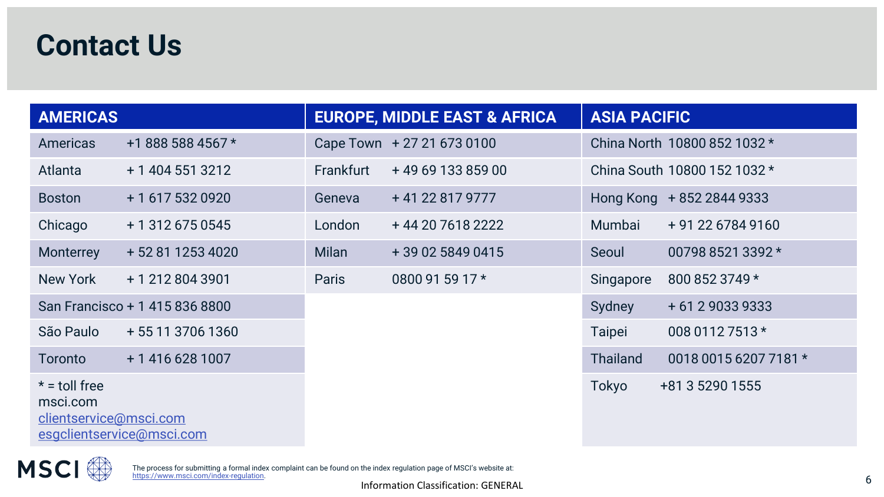# Contact Us

| AMERICAS | | EUROPE, MIDDLE EAST & AFRICA | | ASIA PACIFIC | |
|---|---|---|---|---|---|
| Americas | +1 888 588 4567 * | Cape Town | + 27 21 673 0100 | China North | 10800 852 1032 * |
| Atlanta | + 1 404 551 3212 | Frankfurt | + 49 69 133 859 00 | China South | 10800 152 1032 * |
| Boston | + 1 617 532 0920 | Geneva | + 41 22 817 9777 | Hong Kong | + 852 2844 9333 |
| Chicago | + 1 312 675 0545 | London | + 44 20 7618 2222 | Mumbai | + 91 22 6784 9160 |
| Monterrey | + 52 81 1253 4020 | Milan | + 39 02 5849 0415 | Seoul | 00798 8521 3392 * |
| New York | + 1 212 804 3901 | Paris | 0800 91 59 17 * | Singapore | 800 852 3749 * |
| San Francisco | + 1 415 836 8800 | | | Sydney | + 61 2 9033 9333 |
| São Paulo | + 55 11 3706 1360 | | | Taipei | 008 0112 7513 * |
| Toronto | + 1 416 628 1007 | | | Thailand | 0018 0015 6207 7181 * |
| | | | | Tokyo | +81 3 5290 1555 |

\* = toll free
msci.com
clientservice@msci.com
esgclientservice@msci.com

The process for submitting a formal index complaint can be found on the index regulation page of MSCI's website at: https://www.msci.com/index-regulation.

Information Classification: GENERAL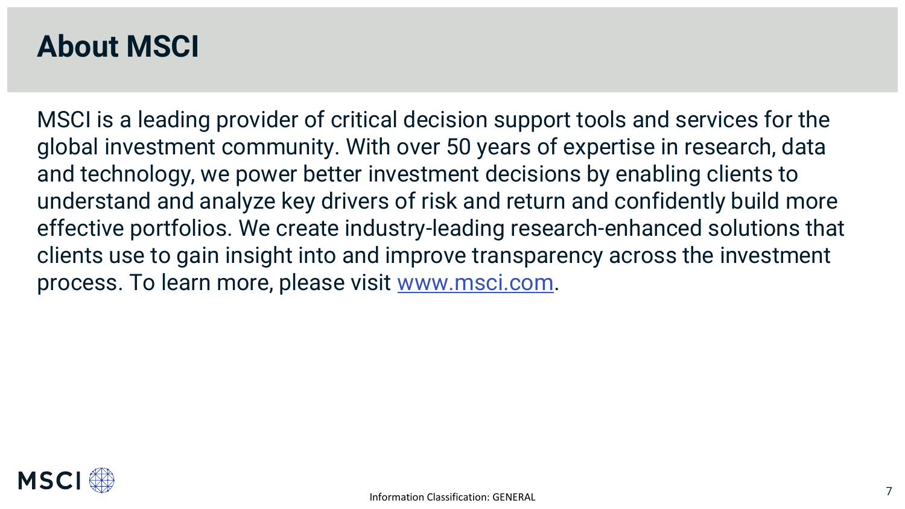# About MSCI

MSCI is a leading provider of critical decision support tools and services for the global investment community. With over 50 years of expertise in research, data and technology, we power better investment decisions by enabling clients to understand and analyze key drivers of risk and return and confidently build more effective portfolios. We create industry-leading research-enhanced solutions that clients use to gain insight into and improve transparency across the investment process. To learn more, please visit [www.msci.com](http://www.msci.com).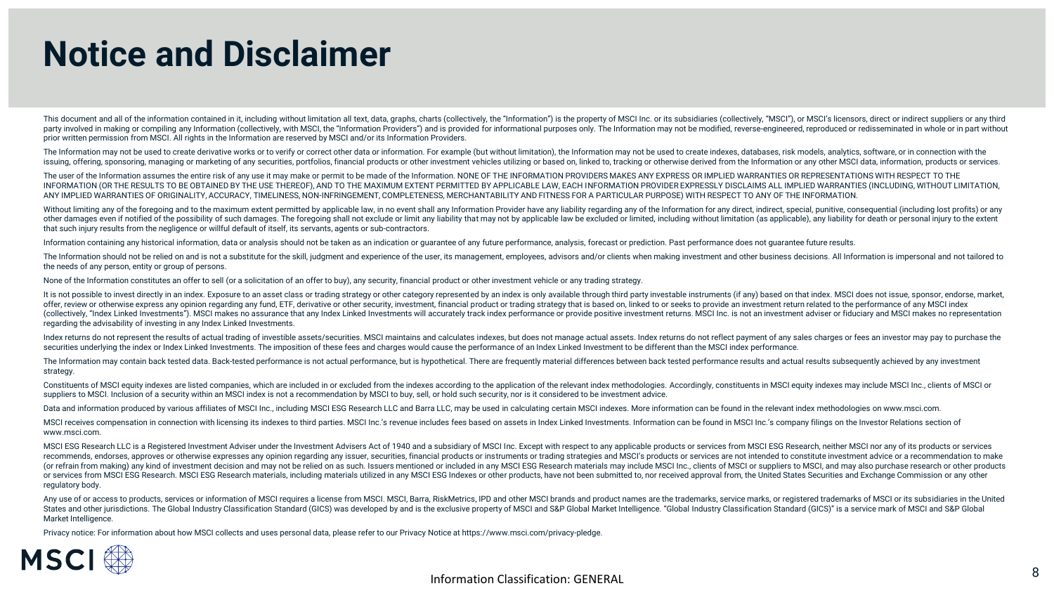# Notice and Disclaimer

This document and all of the information contained in it, including without limitation all text, data, graphs, charts (collectively, the "Information") is the property of MSCI Inc. or its subsidiaries (collectively, "MSCI"), or MSCI's licensors, direct or indirect suppliers or any third party involved in making or compiling any Information (collectively, with MSCI, the "Information Providers") and is provided for informational purposes only. The Information may not be modified, reverse-engineered, reproduced or redisseminated in whole or in part without prior written permission from MSCI. All rights in the Information are reserved by MSCI and/or its Information Providers.

The Information may not be used to create derivative works or to verify or correct other data or information. For example (but without limitation), the Information may not be used to create indexes, databases, risk models, analytics, software, or in connection with the issuing, offering, sponsoring, managing or marketing of any securities, portfolios, financial products or other investment vehicles utilizing or based on, linked to, tracking or otherwise derived from the Information or any other MSCI data, information, products or services.

The user of the Information assumes the entire risk of any use it may make or permit to be made of the Information. NONE OF THE INFORMATION PROVIDERS MAKES ANY EXPRESS OR IMPLIED WARRANTIES OR REPRESENTATIONS WITH RESPECT TO THE INFORMATION (OR THE RESULTS TO BE OBTAINED BY THE USE THEREOF), AND TO THE MAXIMUM EXTENT PERMITTED BY APPLICABLE LAW, EACH INFORMATION PROVIDER EXPRESSLY DISCLAIMS ALL IMPLIED WARRANTIES (INCLUDING, WITHOUT LIMITATION, ANY IMPLIED WARRANTIES OF ORIGINALITY, ACCURACY, TIMELINESS, NON-INFRINGEMENT, COMPLETENESS, MERCHANTABILITY AND FITNESS FOR A PARTICULAR PURPOSE) WITH RESPECT TO ANY OF THE INFORMATION.

Without limiting any of the foregoing and to the maximum extent permitted by applicable law, in no event shall any Information Provider have any liability regarding any of the Information for any direct, indirect, special, punitive, consequential (including lost profits) or any other damages even if notified of the possibility of such damages. The foregoing shall not exclude or limit any liability that may not by applicable law be excluded or limited, including without limitation (as applicable), any liability for death or personal injury to the extent that such injury results from the negligence or willful default of itself, its servants, agents or sub-contractors.

Information containing any historical information, data or analysis should not be taken as an indication or guarantee of any future performance, analysis, forecast or prediction. Past performance does not guarantee future results.

The Information should not be relied on and is not a substitute for the skill, judgment and experience of the user, its management, employees, advisors and/or clients when making investment and other business decisions. All Information is impersonal and not tailored to the needs of any person, entity or group of persons.

None of the Information constitutes an offer to sell (or a solicitation of an offer to buy), any security, financial product or other investment vehicle or any trading strategy.

It is not possible to invest directly in an index. Exposure to an asset class or trading strategy or other category represented by an index is only available through third party investable instruments (if any) based on that index. MSCI does not issue, sponsor, endorse, market, offer, review or otherwise express any opinion regarding any fund, ETF, derivative or other security, investment, financial product or trading strategy that is based on, linked to or seeks to provide an investment return related to the performance of any MSCI index (collectively, "Index Linked Investments"). MSCI makes no assurance that any Index Linked Investments will accurately track index performance or provide positive investment returns. MSCI Inc. is not an investment adviser or fiduciary and MSCI makes no representation regarding the advisability of investing in any Index Linked Investments.

Index returns do not represent the results of actual trading of investible assets/securities. MSCI maintains and calculates indexes, but does not manage actual assets. Index returns do not reflect payment of any sales charges or fees an investor may pay to purchase the securities underlying the index or Index Linked Investments. The imposition of these fees and charges would cause the performance of an Index Linked Investment to be different than the MSCI index performance.

The Information may contain back tested data. Back-tested performance is not actual performance, but is hypothetical. There are frequently material differences between back tested performance results and actual results subsequently achieved by any investment strategy.

Constituents of MSCI equity indexes are listed companies, which are included in or excluded from the indexes according to the application of the relevant index methodologies. Accordingly, constituents in MSCI equity indexes may include MSCI Inc., clients of MSCI or suppliers to MSCI. Inclusion of a security within an MSCI index is not a recommendation by MSCI to buy, sell, or hold such security, nor is it considered to be investment advice.

Data and information produced by various affiliates of MSCI Inc., including MSCI ESG Research LLC and Barra LLC, may be used in calculating certain MSCI indexes. More information can be found in the relevant index methodologies on www.msci.com.

MSCI receives compensation in connection with licensing its indexes to third parties. MSCI Inc.'s revenue includes fees based on assets in Index Linked Investments. Information can be found in MSCI Inc.'s company filings on the Investor Relations section of www.msci.com.

MSCI ESG Research LLC is a Registered Investment Adviser under the Investment Advisers Act of 1940 and a subsidiary of MSCI Inc. Except with respect to any applicable products or services from MSCI ESG Research, neither MSCI nor any of its products or services recommends, endorses, approves or otherwise expresses any opinion regarding any issuer, securities, financial products or instruments or trading strategies and MSCI's products or services are not intended to constitute investment advice or a recommendation to make (or refrain from making) any kind of investment decision and may not be relied on as such. Issuers mentioned or included in any MSCI ESG Research materials may include MSCI Inc., clients of MSCI or suppliers to MSCI, and may also purchase research or other products or services from MSCI ESG Research. MSCI ESG Research materials, including materials utilized in any MSCI ESG Indexes or other products, have not been submitted to, nor received approval from, the United States Securities and Exchange Commission or any other regulatory body.

Any use of or access to products, services or information of MSCI requires a license from MSCI. MSCI, Barra, RiskMetrics, IPD and other MSCI brands and product names are the trademarks, service marks, or registered trademarks of MSCI or its subsidiaries in the United States and other jurisdictions. The Global Industry Classification Standard (GICS) was developed by and is the exclusive property of MSCI and S&P Global Market Intelligence. "Global Industry Classification Standard (GICS)" is a service mark of MSCI and S&P Global Market Intelligence.

Privacy notice: For information about how MSCI collects and uses personal data, please refer to our Privacy Notice at https://www.msci.com/privacy-pledge.

Information Classification: GENERAL